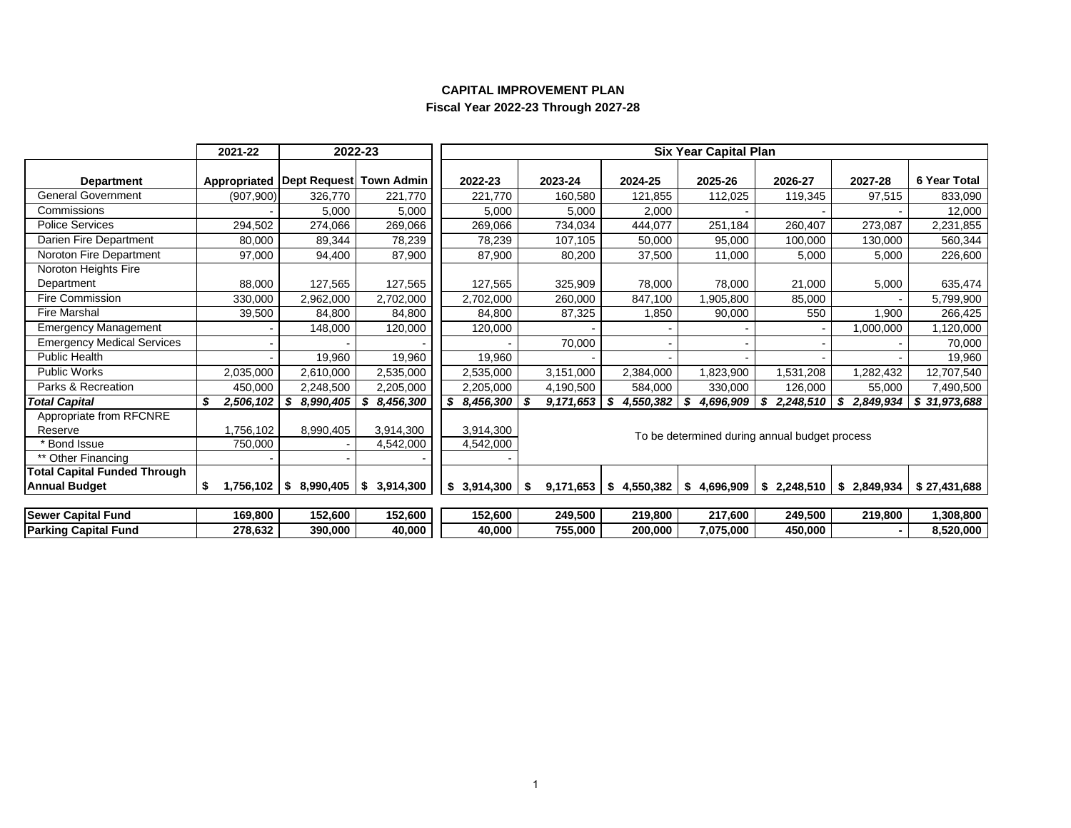**CAPITAL IMPROVEMENT PLAN**

**Fiscal Year 2022-23 Through 2027-28**

| | 2021-22 | 2022-23 | | Six Year Capital Plan | | | | | | |
|---|---|---|---|---|---|---|---|---|---|---|
| **Department** | **Appropriated** | **Dept Request** | **Town Admin** | **2022-23** | **2023-24** | **2024-25** | **2025-26** | **2026-27** | **2027-28** | **6 Year Total** |
| General Government | (907,900) | 326,770 | 221,770 | 221,770 | 160,580 | 121,855 | 112,025 | 119,345 | 97,515 | 833,090 |
| Commissions | - | 5,000 | 5,000 | 5,000 | 5,000 | 2,000 | - | - | - | 12,000 |
| Police Services | 294,502 | 274,066 | 269,066 | 269,066 | 734,034 | 444,077 | 251,184 | 260,407 | 273,087 | 2,231,855 |
| Darien Fire Department | 80,000 | 89,344 | 78,239 | 78,239 | 107,105 | 50,000 | 95,000 | 100,000 | 130,000 | 560,344 |
| Noroton Fire Department | 97,000 | 94,400 | 87,900 | 87,900 | 80,200 | 37,500 | 11,000 | 5,000 | 5,000 | 226,600 |
| Noroton Heights Fire Department | 88,000 | 127,565 | 127,565 | 127,565 | 325,909 | 78,000 | 78,000 | 21,000 | 5,000 | 635,474 |
| Fire Commission | 330,000 | 2,962,000 | 2,702,000 | 2,702,000 | 260,000 | 847,100 | 1,905,800 | 85,000 | - | 5,799,900 |
| Fire Marshal | 39,500 | 84,800 | 84,800 | 84,800 | 87,325 | 1,850 | 90,000 | 550 | 1,900 | 266,425 |
| Emergency Management | - | 148,000 | 120,000 | 120,000 | - | - | - | - | 1,000,000 | 1,120,000 |
| Emergency Medical Services | - | - | - | - | 70,000 | - | - | - | - | 70,000 |
| Public Health | - | 19,960 | 19,960 | 19,960 | - | - | - | - | - | 19,960 |
| Public Works | 2,035,000 | 2,610,000 | 2,535,000 | 2,535,000 | 3,151,000 | 2,384,000 | 1,823,900 | 1,531,208 | 1,282,432 | 12,707,540 |
| Parks & Recreation | 450,000 | 2,248,500 | 2,205,000 | 2,205,000 | 4,190,500 | 584,000 | 330,000 | 126,000 | 55,000 | 7,490,500 |
| ***Total Capital*** | ***$ 2,506,102*** | ***$ 8,990,405*** | ***$ 8,456,300*** | ***$ 8,456,300*** | ***$ 9,171,653*** | ***$ 4,550,382*** | ***$ 4,696,909*** | ***$ 2,248,510*** | ***$ 2,849,934*** | ***$ 31,973,688*** |
| Appropriate from RFCNRE Reserve | 1,756,102 | 8,990,405 | 3,914,300 | 3,914,300 | To be determined during annual budget process | | | | | |
| * Bond Issue | 750,000 | - | 4,542,000 | 4,542,000 | | | | | | |
| ** Other Financing | - | - | - | - | | | | | | |
| **Total Capital Funded Through Annual Budget** | **$ 1,756,102** | **$ 8,990,405** | **$ 3,914,300** | **$ 3,914,300** | **$ 9,171,653** | **$ 4,550,382** | **$ 4,696,909** | **$ 2,248,510** | **$ 2,849,934** | **$ 27,431,688** |
| **Sewer Capital Fund** | **169,800** | **152,600** | **152,600** | **152,600** | **249,500** | **219,800** | **217,600** | **249,500** | **219,800** | **1,308,800** |
| **Parking Capital Fund** | **278,632** | **390,000** | **40,000** | **40,000** | **755,000** | **200,000** | **7,075,000** | **450,000** | **-** | **8,520,000** |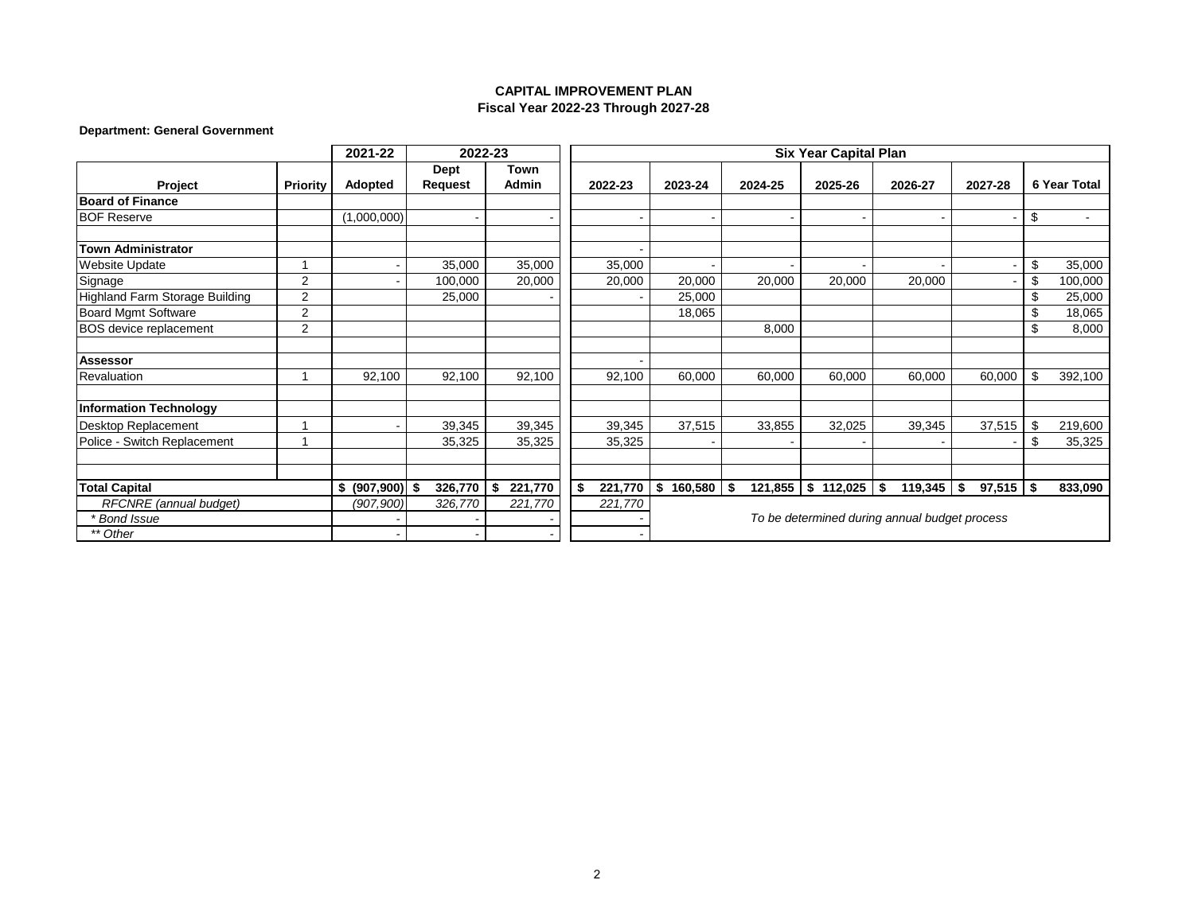**CAPITAL IMPROVEMENT PLAN**
**Fiscal Year 2022-23 Through 2027-28**

**Department: General Government**

| Project | Priority | 2021-22 | 2022-23 | | Six Year Capital Plan | | | | | | |
|---|---|---|---|---|---|---|---|---|---|---|---|
| | | Adopted | Dept Request | Town Admin | 2022-23 | 2023-24 | 2024-25 | 2025-26 | 2026-27 | 2027-28 | 6 Year Total |
| **Board of Finance** | | | | | | | | | | | |
| BOF Reserve | | (1,000,000) | - | - | - | - | - | - | - | - | $ - |
| | | | | | | | | | | | |
| **Town Administrator** | | | | | - | | | | | | |
| Website Update | 1 | - | 35,000 | 35,000 | 35,000 | - | - | - | - | - | $ 35,000 |
| Signage | 2 | - | 100,000 | 20,000 | 20,000 | 20,000 | 20,000 | 20,000 | 20,000 | - | $ 100,000 |
| Highland Farm Storage Building | 2 | | 25,000 | - | - | 25,000 | | | | | $ 25,000 |
| Board Mgmt Software | 2 | | | | | 18,065 | | | | | $ 18,065 |
| BOS device replacement | 2 | | | | | | 8,000 | | | | $ 8,000 |
| | | | | | | | | | | | |
| **Assessor** | | | | | - | | | | | | |
| Revaluation | 1 | 92,100 | 92,100 | 92,100 | 92,100 | 60,000 | 60,000 | 60,000 | 60,000 | 60,000 | $ 392,100 |
| | | | | | | | | | | | |
| **Information Technology** | | | | | | | | | | | |
| Desktop Replacement | 1 | - | 39,345 | 39,345 | 39,345 | 37,515 | 33,855 | 32,025 | 39,345 | 37,515 | $ 219,600 |
| Police - Switch Replacement | 1 | | 35,325 | 35,325 | 35,325 | - | - | - | - | - | $ 35,325 |
| | | | | | | | | | | | |
| | | | | | | | | | | | |
| **Total Capital** | | **$ (907,900)** | **$ 326,770** | **$ 221,770** | **$ 221,770** | **$ 160,580** | **$ 121,855** | **$ 112,025** | **$ 119,345** | **$ 97,515** | **$ 833,090** |
| *RFCNRE (annual budget)* | | *(907,900)* | *326,770* | *221,770* | *221,770* | | | | | | |
| *\* Bond Issue* | | - | - | - | - | *To be determined during annual budget process* | | | | | |
| *\*\* Other* | | - | - | - | - | | | | | | |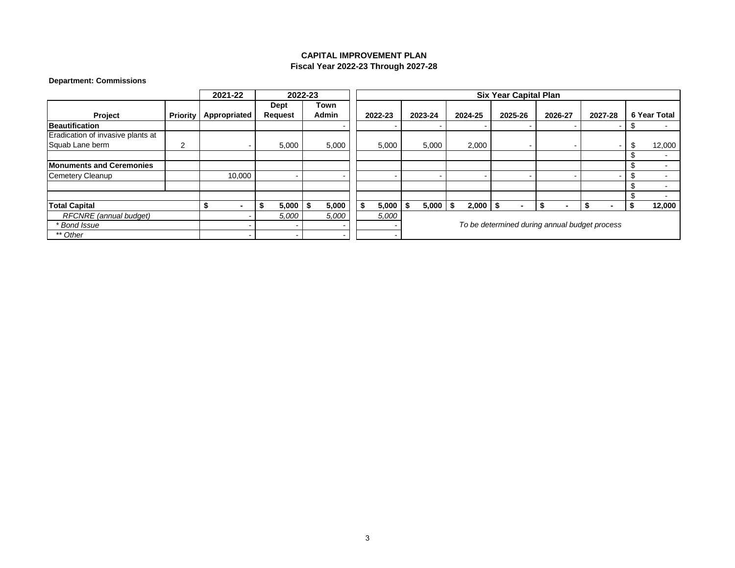**CAPITAL IMPROVEMENT PLAN**
**Fiscal Year 2022-23 Through 2027-28**

**Department: Commissions**

| | | 2021-22 | 2022-23 | | Six Year Capital Plan | | | | | | |
|---|---|---|---|---|---|---|---|---|---|---|---|
| **Project** | **Priority** | **Appropriated** | **Dept Request** | **Town Admin** | **2022-23** | **2023-24** | **2024-25** | **2025-26** | **2026-27** | **2027-28** | **6 Year Total** |
| **Beautification** | | | | - | - | - | - | - | - | - | $ - |
| Eradication of invasive plants at Squab Lane berm | 2 | - | 5,000 | 5,000 | 5,000 | 5,000 | 2,000 | - | - | - | $ 12,000 |
| | | | | | | | | | | | $ - |
| **Monuments and Ceremonies** | | | | | | | | | | | $ - |
| Cemetery Cleanup | | 10,000 | - | - | - | - | - | - | - | - | $ - |
| | | | | | | | | | | | $ - |
| | | | | | | | | | | | $ - |
| **Total Capital** | | **$ -** | **$ 5,000** | **$ 5,000** | **$ 5,000** | **$ 5,000** | **$ 2,000** | **$ -** | **$ -** | **$ -** | **$ 12,000** |
| *RFCNRE (annual budget)* | | - | *5,000* | *5,000* | *5,000* | *To be determined during annual budget process* | | | | | |
| *\* Bond Issue* | | - | - | - | - | | | | | | |
| *\*\* Other* | | - | - | - | - | | | | | | |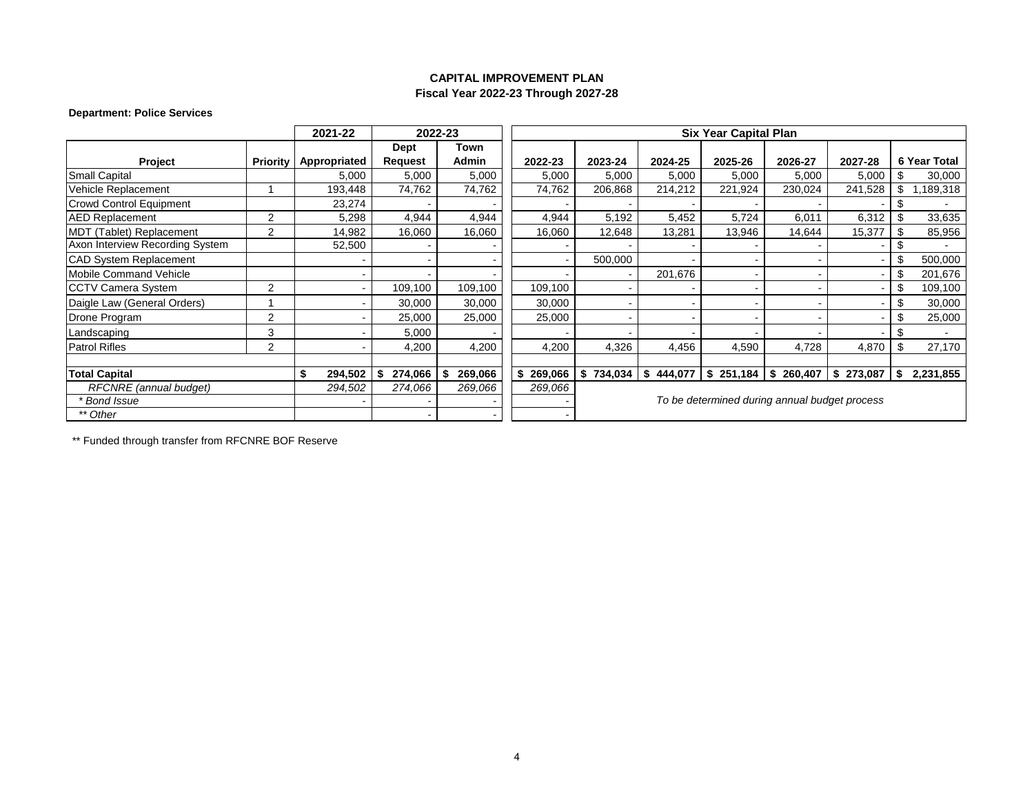## CAPITAL IMPROVEMENT PLAN
### Fiscal Year 2022-23 Through 2027-28

**Department: Police Services**

| | | 2021-22 | 2022-23 | | Six Year Capital Plan | | | | | | |
|---|---|---|---|---|---|---|---|---|---|---|---|
| **Project** | **Priority** | **Appropriated** | **Dept Request** | **Town Admin** | **2022-23** | **2023-24** | **2024-25** | **2025-26** | **2026-27** | **2027-28** | **6 Year Total** |
| Small Capital | | 5,000 | 5,000 | 5,000 | 5,000 | 5,000 | 5,000 | 5,000 | 5,000 | 5,000 | $ 30,000 |
| Vehicle Replacement | 1 | 193,448 | 74,762 | 74,762 | 74,762 | 206,868 | 214,212 | 221,924 | 230,024 | 241,528 | $ 1,189,318 |
| Crowd Control Equipment | | 23,274 | - | - | - | - | - | - | - | - | $ - |
| AED Replacement | 2 | 5,298 | 4,944 | 4,944 | 4,944 | 5,192 | 5,452 | 5,724 | 6,011 | 6,312 | $ 33,635 |
| MDT (Tablet) Replacement | 2 | 14,982 | 16,060 | 16,060 | 16,060 | 12,648 | 13,281 | 13,946 | 14,644 | 15,377 | $ 85,956 |
| Axon Interview Recording System | | 52,500 | - | - | - | - | - | - | - | - | $ - |
| CAD System Replacement | | - | - | - | - | 500,000 | - | - | - | - | $ 500,000 |
| Mobile Command Vehicle | | - | - | - | - | - | 201,676 | - | - | - | $ 201,676 |
| CCTV Camera System | 2 | - | 109,100 | 109,100 | 109,100 | - | - | - | - | - | $ 109,100 |
| Daigle Law (General Orders) | 1 | - | 30,000 | 30,000 | 30,000 | - | - | - | - | - | $ 30,000 |
| Drone Program | 2 | - | 25,000 | 25,000 | 25,000 | - | - | - | - | - | $ 25,000 |
| Landscaping | 3 | - | 5,000 | - | - | - | - | - | - | - | $ - |
| Patrol Rifles | 2 | - | 4,200 | 4,200 | 4,200 | 4,326 | 4,456 | 4,590 | 4,728 | 4,870 | $ 27,170 |
| **Total Capital** | | **$ 294,502** | **$ 274,066** | **$ 269,066** | **$ 269,066** | **$ 734,034** | **$ 444,077** | **$ 251,184** | **$ 260,407** | **$ 273,087** | **$ 2,231,855** |
| *RFCNRE (annual budget)* | | *294,502* | *274,066* | *269,066* | *269,066* | *To be determined during annual budget process* | | | | | |
| *\* Bond Issue* | | - | - | - | - | | | | | | |
| *\*\* Other* | | | - | - | - | | | | | | |

** Funded through transfer from RFCNRE BOF Reserve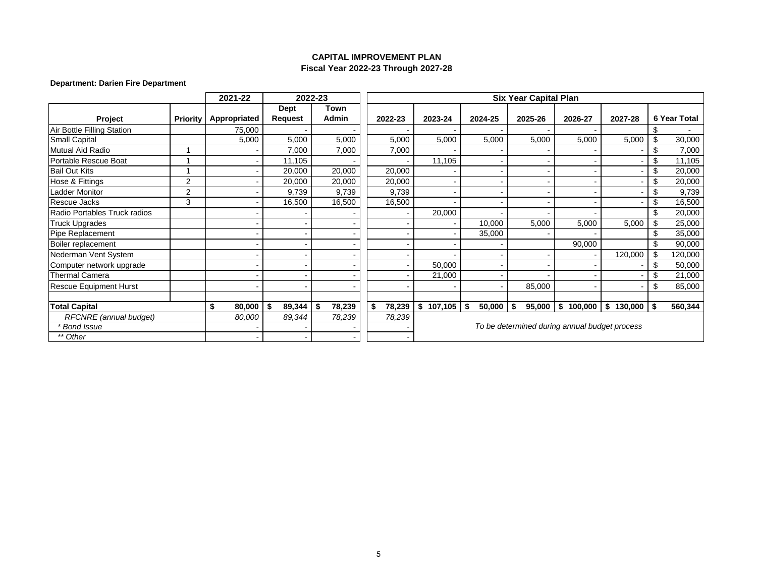**CAPITAL IMPROVEMENT PLAN**
**Fiscal Year 2022-23 Through 2027-28**

**Department: Darien Fire Department**

| | | 2021-22 | 2022-23 | | Six Year Capital Plan | | | | | | |
|---|---|---|---|---|---|---|---|---|---|---|---|
| **Project** | **Priority** | **Appropriated** | **Dept Request** | **Town Admin** | **2022-23** | **2023-24** | **2024-25** | **2025-26** | **2026-27** | **2027-28** | **6 Year Total** |
| Air Bottle Filling Station | | 75,000 | - | - | - | - | - | - | - | | $ - |
| Small Capital | | 5,000 | 5,000 | 5,000 | 5,000 | 5,000 | 5,000 | 5,000 | 5,000 | 5,000 | $ 30,000 |
| Mutual Aid Radio | 1 | - | 7,000 | 7,000 | 7,000 | - | - | - | - | - | $ 7,000 |
| Portable Rescue Boat | 1 | - | 11,105 | - | - | 11,105 | - | - | - | - | $ 11,105 |
| Bail Out Kits | 1 | - | 20,000 | 20,000 | 20,000 | - | - | - | - | - | $ 20,000 |
| Hose & Fittings | 2 | - | 20,000 | 20,000 | 20,000 | - | - | - | - | - | $ 20,000 |
| Ladder Monitor | 2 | - | 9,739 | 9,739 | 9,739 | - | - | - | - | - | $ 9,739 |
| Rescue Jacks | 3 | - | 16,500 | 16,500 | 16,500 | - | - | - | - | - | $ 16,500 |
| Radio Portables Truck radios | | - | - | - | - | 20,000 | - | - | - | | $ 20,000 |
| Truck Upgrades | | - | - | - | - | - | 10,000 | 5,000 | 5,000 | 5,000 | $ 25,000 |
| Pipe Replacement | | - | - | - | - | - | 35,000 | - | - | | $ 35,000 |
| Boiler replacement | | - | - | - | - | - | - | | 90,000 | | $ 90,000 |
| Nederman Vent System | | - | - | - | - | - | - | - | - | 120,000 | $ 120,000 |
| Computer network upgrade | | - | - | - | - | 50,000 | - | - | - | - | $ 50,000 |
| Thermal Camera | | - | - | - | - | 21,000 | - | - | - | - | $ 21,000 |
| Rescue Equipment Hurst | | - | - | - | - | - | - | 85,000 | - | - | $ 85,000 |
| | | | | | | | | | | | |
| **Total Capital** | | **$ 80,000** | **$ 89,344** | **$ 78,239** | **$ 78,239** | **$ 107,105** | **$ 50,000** | **$ 95,000** | **$ 100,000** | **$ 130,000** | **$ 560,344** |
| *RFCNRE (annual budget)* | | *80,000* | *89,344* | *78,239* | *78,239* | *To be determined during annual budget process* | | | | | |
| *\* Bond Issue* | | - | - | - | - | | | | | | |
| *\*\* Other* | | - | - | - | - | | | | | | |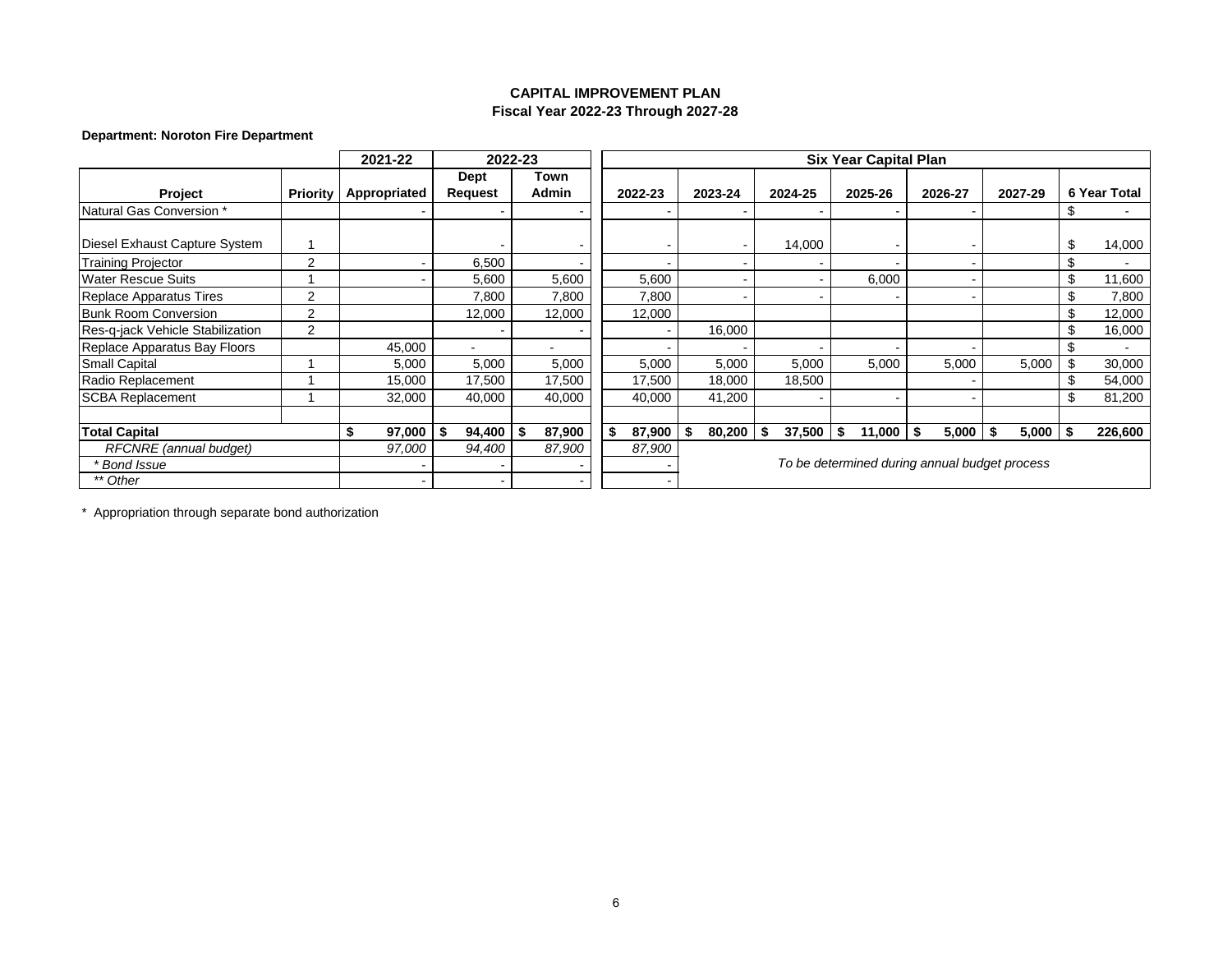## CAPITAL IMPROVEMENT PLAN
### Fiscal Year 2022-23 Through 2027-28

**Department: Noroton Fire Department**

| | | 2021-22 | 2022-23 | | Six Year Capital Plan | | | | | | |
|---|---|---|---|---|---|---|---|---|---|---|---|
| **Project** | **Priority** | **Appropriated** | **Dept Request** | **Town Admin** | **2022-23** | **2023-24** | **2024-25** | **2025-26** | **2026-27** | **2027-29** | **6 Year Total** |
| Natural Gas Conversion * | | - | - | - | - | - | - | - | - | | $ - |
| Diesel Exhaust Capture System | 1 | | - | - | - | - | 14,000 | - | - | | $ 14,000 |
| Training Projector | 2 | - | 6,500 | - | - | - | - | - | - | | $ - |
| Water Rescue Suits | 1 | - | 5,600 | 5,600 | 5,600 | - | - | 6,000 | - | | $ 11,600 |
| Replace Apparatus Tires | 2 | | 7,800 | 7,800 | 7,800 | - | - | - | - | | $ 7,800 |
| Bunk Room Conversion | 2 | | 12,000 | 12,000 | 12,000 | | | | | | $ 12,000 |
| Res-q-jack Vehicle Stabilization | 2 | | - | - | - | 16,000 | | | | | $ 16,000 |
| Replace Apparatus Bay Floors | | 45,000 | - | - | - | - | - | - | - | | $ - |
| Small Capital | 1 | 5,000 | 5,000 | 5,000 | 5,000 | 5,000 | 5,000 | 5,000 | 5,000 | 5,000 | $ 30,000 |
| Radio Replacement | 1 | 15,000 | 17,500 | 17,500 | 17,500 | 18,000 | 18,500 | | - | | $ 54,000 |
| SCBA Replacement | 1 | 32,000 | 40,000 | 40,000 | 40,000 | 41,200 | - | - | - | | $ 81,200 |
| | | | | | | | | | | | |
| **Total Capital** | | **$ 97,000** | **$ 94,400** | **$ 87,900** | **$ 87,900** | **$ 80,200** | **$ 37,500** | **$ 11,000** | **$ 5,000** | **$ 5,000** | **$ 226,600** |
| *RFCNRE (annual budget)* | | *97,000* | *94,400* | *87,900* | *87,900* | *To be determined during annual budget process* | | | | | |
| *\* Bond Issue* | | - | - | - | - | | | | | | |
| *\*\* Other* | | - | - | - | - | | | | | | |

\* Appropriation through separate bond authorization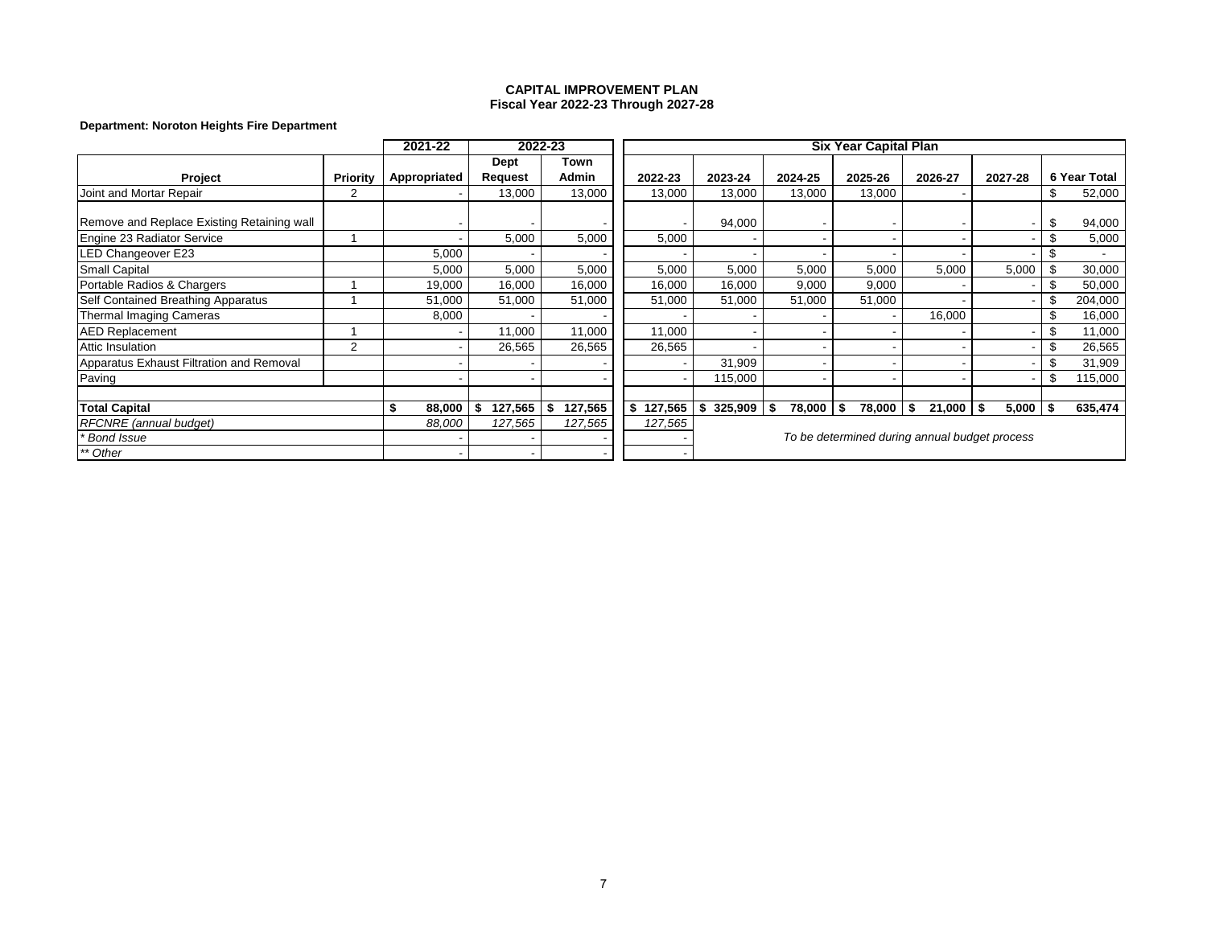**CAPITAL IMPROVEMENT PLAN**
**Fiscal Year 2022-23 Through 2027-28**

**Department: Noroton Heights Fire Department**

| | | 2021-22 | 2022-23 | | Six Year Capital Plan | | | | | | |
|---|---|---|---|---|---|---|---|---|---|---|---|
| **Project** | **Priority** | **Appropriated** | **Dept Request** | **Town Admin** | **2022-23** | **2023-24** | **2024-25** | **2025-26** | **2026-27** | **2027-28** | **6 Year Total** |
| Joint and Mortar Repair | 2 | - | 13,000 | 13,000 | 13,000 | 13,000 | 13,000 | 13,000 | - | | $ 52,000 |
| Remove and Replace Existing Retaining wall | | - | - | - | - | 94,000 | - | - | - | - | $ 94,000 |
| Engine 23 Radiator Service | 1 | - | 5,000 | 5,000 | 5,000 | - | - | - | - | - | $ 5,000 |
| LED Changeover E23 | | 5,000 | - | - | - | - | - | - | - | - | $ - |
| Small Capital | | 5,000 | 5,000 | 5,000 | 5,000 | 5,000 | 5,000 | 5,000 | 5,000 | 5,000 | $ 30,000 |
| Portable Radios & Chargers | 1 | 19,000 | 16,000 | 16,000 | 16,000 | 16,000 | 9,000 | 9,000 | - | - | $ 50,000 |
| Self Contained Breathing Apparatus | 1 | 51,000 | 51,000 | 51,000 | 51,000 | 51,000 | 51,000 | 51,000 | - | - | $ 204,000 |
| Thermal Imaging Cameras | | 8,000 | - | - | - | - | - | - | 16,000 | | $ 16,000 |
| AED Replacement | 1 | - | 11,000 | 11,000 | 11,000 | - | - | - | - | - | $ 11,000 |
| Attic Insulation | 2 | - | 26,565 | 26,565 | 26,565 | - | - | - | - | - | $ 26,565 |
| Apparatus Exhaust Filtration and Removal | | - | - | - | - | 31,909 | - | - | - | - | $ 31,909 |
| Paving | | - | - | - | - | 115,000 | - | - | - | - | $ 115,000 |
| **Total Capital** | | **$ 88,000** | **$ 127,565** | **$ 127,565** | **$ 127,565** | **$ 325,909** | **$ 78,000** | **$ 78,000** | **$ 21,000** | **$ 5,000** | **$ 635,474** |
| *RFCNRE (annual budget)* | | *88,000* | *127,565* | *127,565* | *127,565* | *To be determined during annual budget process* | | | | | |
| *\* Bond Issue* | | - | - | - | - | | | | | | |
| *\*\* Other* | | - | - | - | - | | | | | | |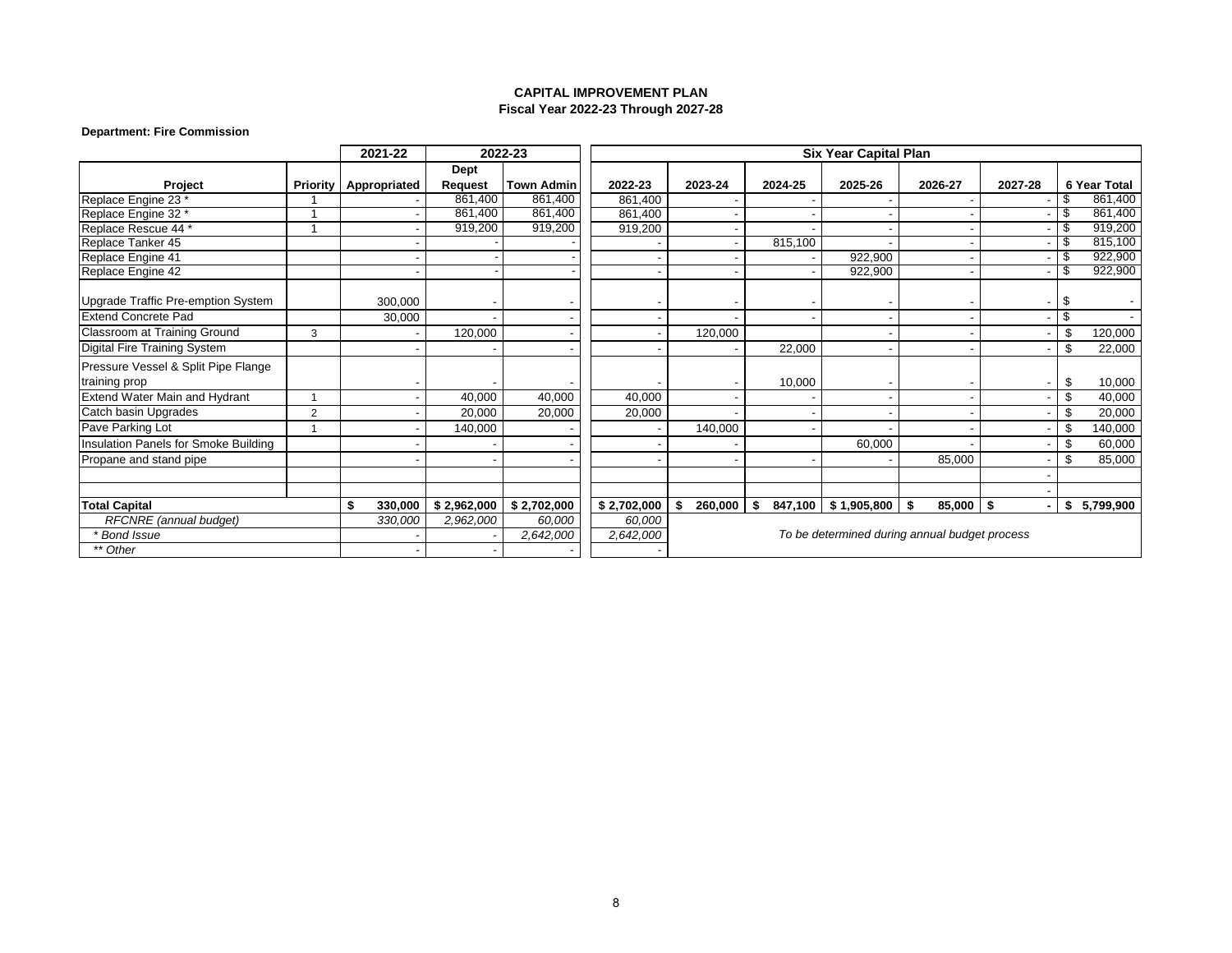**CAPITAL IMPROVEMENT PLAN**
**Fiscal Year 2022-23 Through 2027-28**

**Department: Fire Commission**

| | | 2021-22 | 2022-23 | | Six Year Capital Plan | | | | | | |
|---|---|---|---|---|---|---|---|---|---|---|---|
| **Project** | **Priority** | **Appropriated** | **Dept Request** | **Town Admin** | **2022-23** | **2023-24** | **2024-25** | **2025-26** | **2026-27** | **2027-28** | **6 Year Total** |
| Replace Engine 23 * | 1 | - | 861,400 | 861,400 | 861,400 | - | - | - | - | - | $ 861,400 |
| Replace Engine 32 * | 1 | - | 861,400 | 861,400 | 861,400 | - | - | - | - | - | $ 861,400 |
| Replace Rescue 44 * | 1 | - | 919,200 | 919,200 | 919,200 | - | - | - | - | - | $ 919,200 |
| Replace Tanker 45 | | - | - | - | - | - | 815,100 | - | - | - | $ 815,100 |
| Replace Engine 41 | | - | - | - | - | - | - | 922,900 | - | - | $ 922,900 |
| Replace Engine 42 | | - | - | - | - | - | - | 922,900 | - | - | $ 922,900 |
| Upgrade Traffic Pre-emption System | | 300,000 | - | - | - | - | - | - | - | - | $ - |
| Extend Concrete Pad | | 30,000 | - | - | - | - | - | - | - | - | $ - |
| Classroom at Training Ground | 3 | - | 120,000 | - | - | 120,000 | | - | - | - | $ 120,000 |
| Digital Fire Training System | | - | - | - | - | - | 22,000 | - | - | - | $ 22,000 |
| Pressure Vessel & Split Pipe Flange training prop | | - | - | - | - | - | 10,000 | - | - | - | $ 10,000 |
| Extend Water Main and Hydrant | 1 | - | 40,000 | 40,000 | 40,000 | - | - | - | - | - | $ 40,000 |
| Catch basin Upgrades | 2 | - | 20,000 | 20,000 | 20,000 | - | - | - | - | - | $ 20,000 |
| Pave Parking Lot | 1 | - | 140,000 | - | - | 140,000 | - | - | - | - | $ 140,000 |
| Insulation Panels for Smoke Building | | - | - | - | - | - | | 60,000 | - | - | $ 60,000 |
| Propane and stand pipe | | - | - | - | - | - | - | - | 85,000 | - | $ 85,000 |
| | | | | | | | | | | - | |
| | | | | | | | | | | - | |
| **Total Capital** | | **$ 330,000** | **$ 2,962,000** | **$ 2,702,000** | **$ 2,702,000** | **$ 260,000** | **$ 847,100** | **$ 1,905,800** | **$ 85,000** | **$ -** | **$ 5,799,900** |
| *RFCNRE (annual budget)* | | *330,000* | *2,962,000* | *60,000* | *60,000* | *To be determined during annual budget process* | | | | | |
| *\* Bond Issue* | | - | - | *2,642,000* | *2,642,000* | | | | | | |
| *\*\* Other* | | - | - | - | - | | | | | | |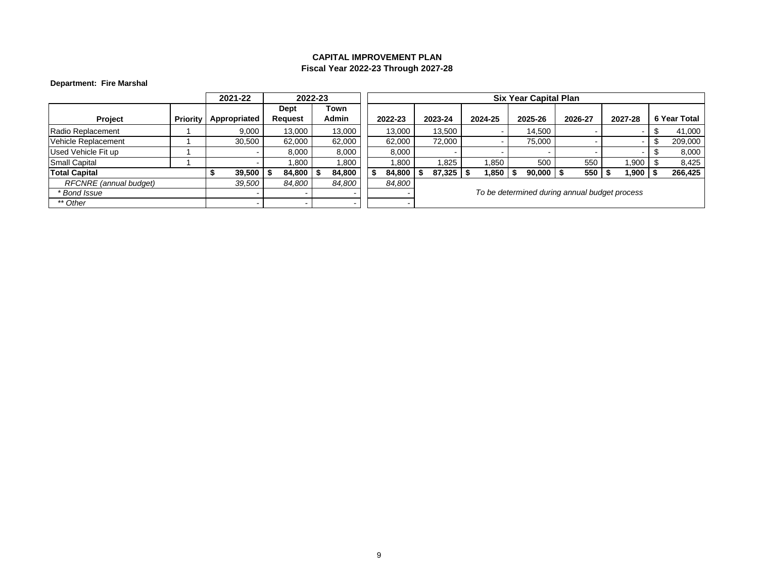## CAPITAL IMPROVEMENT PLAN
### Fiscal Year 2022-23 Through 2027-28

**Department: Fire Marshal**

| | | 2021-22 | 2022-23 | | Six Year Capital Plan | | | | | | |
|---|---|---|---|---|---|---|---|---|---|---|---|
| **Project** | **Priority** | **Appropriated** | **Dept Request** | **Town Admin** | **2022-23** | **2023-24** | **2024-25** | **2025-26** | **2026-27** | **2027-28** | **6 Year Total** |
| Radio Replacement | 1 | 9,000 | 13,000 | 13,000 | 13,000 | 13,500 | - | 14,500 | - | - | $ 41,000 |
| Vehicle Replacement | 1 | 30,500 | 62,000 | 62,000 | 62,000 | 72,000 | - | 75,000 | - | - | $ 209,000 |
| Used Vehicle Fit up | 1 | - | 8,000 | 8,000 | 8,000 | - | - | - | - | - | $ 8,000 |
| Small Capital | 1 | - | 1,800 | 1,800 | 1,800 | 1,825 | 1,850 | 500 | 550 | 1,900 | $ 8,425 |
| **Total Capital** | | **$ 39,500** | **$ 84,800** | **$ 84,800** | **$ 84,800** | **$ 87,325** | **$ 1,850** | **$ 90,000** | **$ 550** | **$ 1,900** | **$ 266,425** |
| *RFCNRE (annual budget)* | | *39,500* | *84,800* | *84,800* | *84,800* | *To be determined during annual budget process* | | | | | |
| *\* Bond Issue* | | - | - | - | - | | | | | | |
| *\*\* Other* | | - | - | - | - | | | | | | |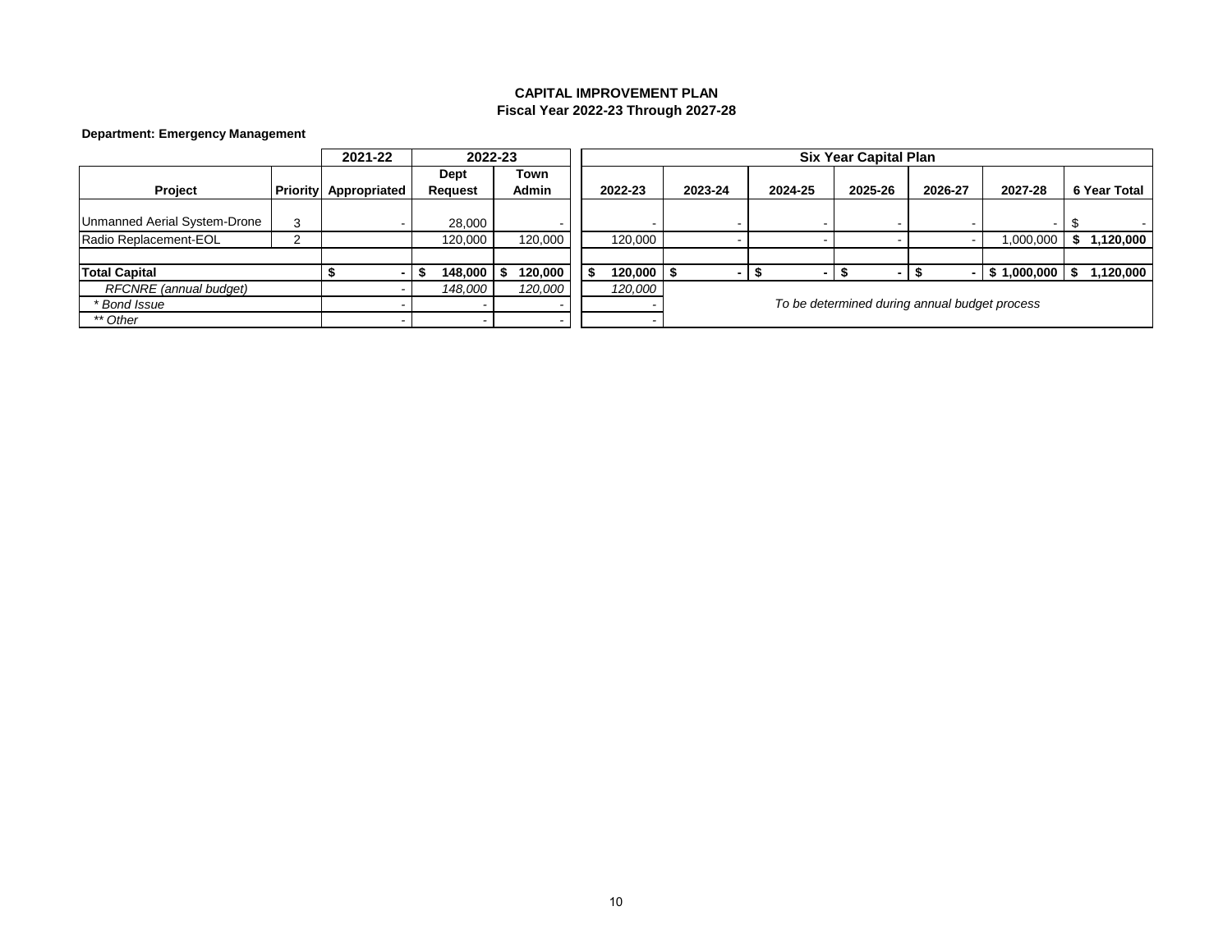**CAPITAL IMPROVEMENT PLAN**
**Fiscal Year 2022-23 Through 2027-28**

**Department: Emergency Management**

| | | 2021-22 | 2022-23 | | Six Year Capital Plan | | | | | | |
|---|---|---|---|---|---|---|---|---|---|---|---|
| **Project** | **Priority** | **Appropriated** | **Dept Request** | **Town Admin** | **2022-23** | **2023-24** | **2024-25** | **2025-26** | **2026-27** | **2027-28** | **6 Year Total** |
| Unmanned Aerial System-Drone | 3 | - | 28,000 | - | - | - | - | - | - | - | $ - |
| Radio Replacement-EOL | 2 | | 120,000 | 120,000 | 120,000 | - | - | - | - | 1,000,000 | **$ 1,120,000** |
| | | | | | | | | | | | |
| **Total Capital** | | **$ -** | **$ 148,000** | **$ 120,000** | **$ 120,000** | **$ -** | **$ -** | **$ -** | **$ -** | **$ 1,000,000** | **$ 1,120,000** |
| *RFCNRE (annual budget)* | | - | *148,000* | *120,000* | *120,000* | *To be determined during annual budget process* | | | | | |
| *\* Bond Issue* | | - | - | - | - | | | | | | |
| *\*\* Other* | | - | - | - | - | | | | | | |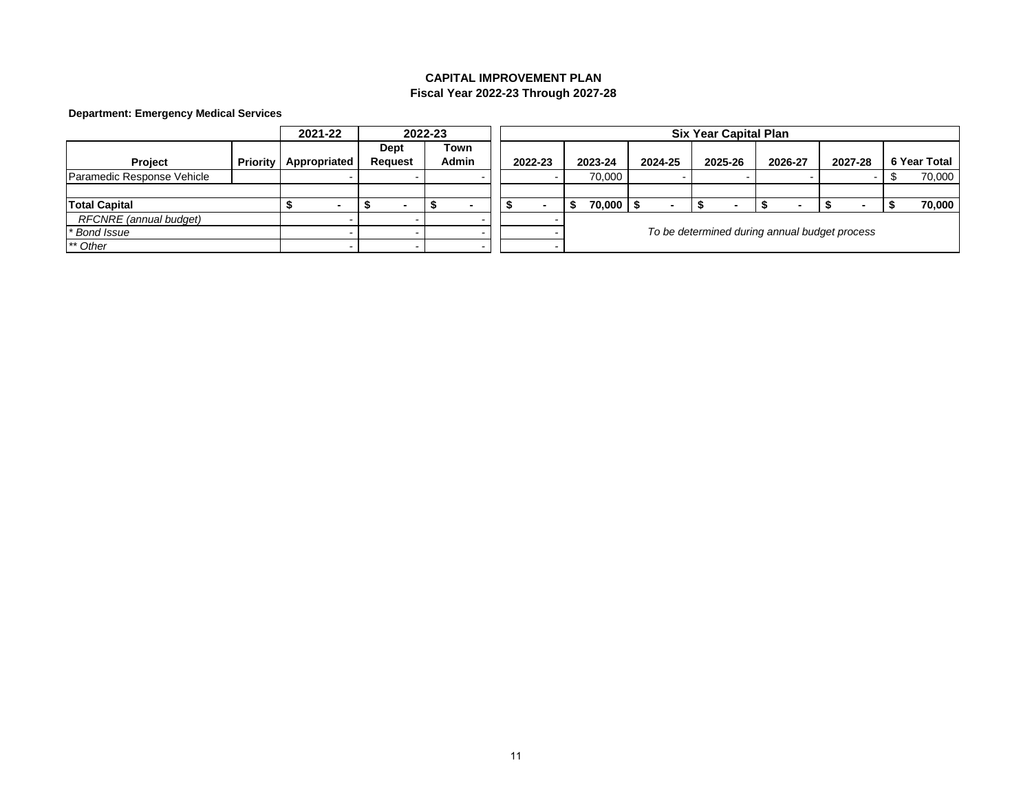# CAPITAL IMPROVEMENT PLAN
## Fiscal Year 2022-23 Through 2027-28

**Department: Emergency Medical Services**

| | | 2021-22 | 2022-23 | | Six Year Capital Plan | | | | | | |
|---|---|---|---|---|---|---|---|---|---|---|---|
| **Project** | **Priority** | **Appropriated** | **Dept Request** | **Town Admin** | **2022-23** | **2023-24** | **2024-25** | **2025-26** | **2026-27** | **2027-28** | **6 Year Total** |
| Paramedic Response Vehicle | | - | - | - | - | 70,000 | - | - | - | - | $ 70,000 |
| | | | | | | | | | | | |
| **Total Capital** | | **$ -** | **$ -** | **$ -** | **$ -** | **$ 70,000** | **$ -** | **$ -** | **$ -** | **$ -** | **$ 70,000** |
| *RFCNRE (annual budget)* | | - | - | - | - | *To be determined during annual budget process* | | | | | |
| *\* Bond Issue* | | - | - | - | - | | | | | | |
| *\*\* Other* | | - | - | - | - | | | | | | |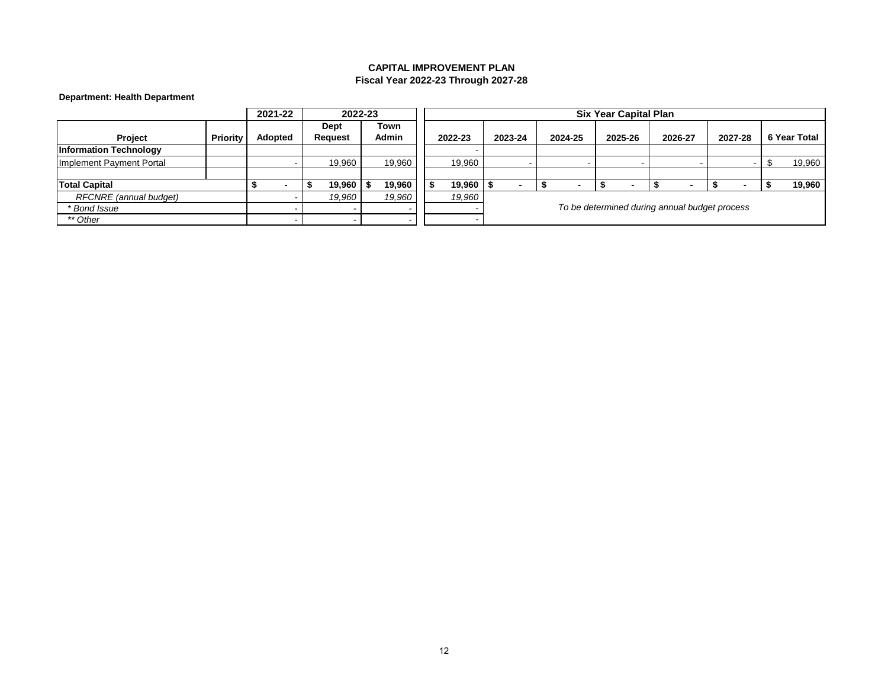**CAPITAL IMPROVEMENT PLAN**
**Fiscal Year 2022-23 Through 2027-28**

**Department: Health Department**

| | | 2021-22 | 2022-23 | | Six Year Capital Plan | | | | | | |
|---|---|---|---|---|---|---|---|---|---|---|---|
| **Project** | **Priority** | **Adopted** | **Dept Request** | **Town Admin** | **2022-23** | **2023-24** | **2024-25** | **2025-26** | **2026-27** | **2027-28** | **6 Year Total** |
| **Information Technology** | | | | | - | | | | | | |
| Implement Payment Portal | | - | 19,960 | 19,960 | 19,960 | - | - | - | - | - | $ 19,960 |
| | | | | | | | | | | | |
| **Total Capital** | | **$ -** | **$ 19,960** | **$ 19,960** | **$ 19,960** | **$ -** | **$ -** | **$ -** | **$ -** | **$ -** | **$ 19,960** |
| *RFCNRE (annual budget)* | | - | *19,960* | *19,960* | *19,960* | | | | | | |
| *\* Bond Issue* | | - | - | - | - | *To be determined during annual budget process* | | | | | |
| *\*\* Other* | | - | - | - | - | | | | | | |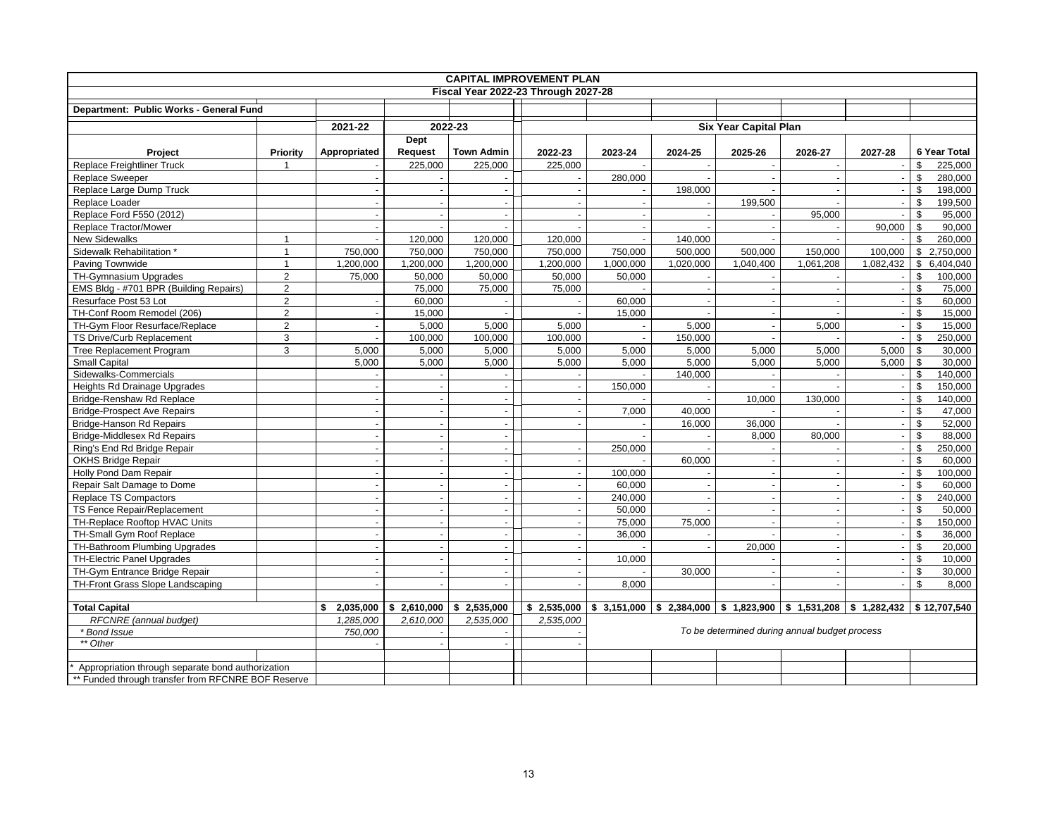# CAPITAL IMPROVEMENT PLAN

## Fiscal Year 2022-23 Through 2027-28

**Department: Public Works - General Fund**

| | | 2021-22 | 2022-23 | | Six Year Capital Plan | | | | | | |
|---|---|---|---|---|---|---|---|---|---|---|---|
| **Project** | **Priority** | **Appropriated** | **Dept Request** | **Town Admin** | **2022-23** | **2023-24** | **2024-25** | **2025-26** | **2026-27** | **2027-28** | **6 Year Total** |
| Replace Freightliner Truck | 1 | - | 225,000 | 225,000 | 225,000 | - | - | - | - | - | $ 225,000 |
| Replace Sweeper | | - | - | - | - | 280,000 | - | - | - | - | $ 280,000 |
| Replace Large Dump Truck | | - | - | - | - | - | 198,000 | - | - | - | $ 198,000 |
| Replace Loader | | - | - | - | - | - | - | 199,500 | - | - | $ 199,500 |
| Replace Ford F550 (2012) | | - | - | - | - | - | - | - | 95,000 | - | $ 95,000 |
| Replace Tractor/Mower | | - | - | - | - | - | - | - | - | 90,000 | $ 90,000 |
| New Sidewalks | 1 | - | 120,000 | 120,000 | 120,000 | - | 140,000 | - | - | - | $ 260,000 |
| Sidewalk Rehabilitation * | 1 | 750,000 | 750,000 | 750,000 | 750,000 | 750,000 | 500,000 | 500,000 | 150,000 | 100,000 | $ 2,750,000 |
| Paving Townwide | 1 | 1,200,000 | 1,200,000 | 1,200,000 | 1,200,000 | 1,000,000 | 1,020,000 | 1,040,400 | 1,061,208 | 1,082,432 | $ 6,404,040 |
| TH-Gymnasium Upgrades | 2 | 75,000 | 50,000 | 50,000 | 50,000 | 50,000 | - | - | - | - | $ 100,000 |
| EMS Bldg - #701 BPR (Building Repairs) | 2 | | 75,000 | 75,000 | 75,000 | - | - | - | - | - | $ 75,000 |
| Resurface Post 53 Lot | 2 | - | 60,000 | - | - | 60,000 | - | - | - | - | $ 60,000 |
| TH-Conf Room Remodel (206) | 2 | - | 15,000 | - | - | 15,000 | - | - | - | - | $ 15,000 |
| TH-Gym Floor Resurface/Replace | 2 | - | 5,000 | 5,000 | 5,000 | - | 5,000 | - | 5,000 | - | $ 15,000 |
| TS Drive/Curb Replacement | 3 | - | 100,000 | 100,000 | 100,000 | - | 150,000 | - | - | - | $ 250,000 |
| Tree Replacement Program | 3 | 5,000 | 5,000 | 5,000 | 5,000 | 5,000 | 5,000 | 5,000 | 5,000 | 5,000 | $ 30,000 |
| Small Capital | | 5,000 | 5,000 | 5,000 | 5,000 | 5,000 | 5,000 | 5,000 | 5,000 | 5,000 | $ 30,000 |
| Sidewalks-Commercials | | - | - | - | - | - | 140,000 | - | - | - | $ 140,000 |
| Heights Rd Drainage Upgrades | | - | - | - | - | 150,000 | - | - | - | - | $ 150,000 |
| Bridge-Renshaw Rd Replace | | - | - | - | - | - | - | 10,000 | 130,000 | - | $ 140,000 |
| Bridge-Prospect Ave Repairs | | - | - | - | - | 7,000 | 40,000 | - | - | - | $ 47,000 |
| Bridge-Hanson Rd Repairs | | - | - | - | - | - | 16,000 | 36,000 | - | - | $ 52,000 |
| Bridge-Middlesex Rd Repairs | | - | - | - | | - | - | 8,000 | 80,000 | - | $ 88,000 |
| Ring's End Rd Bridge Repair | | - | - | - | - | 250,000 | - | - | - | - | $ 250,000 |
| OKHS Bridge Repair | | - | - | - | - | - | 60,000 | - | - | - | $ 60,000 |
| Holly Pond Dam Repair | | - | - | - | - | 100,000 | - | - | - | - | $ 100,000 |
| Repair Salt Damage to Dome | | - | - | - | - | 60,000 | - | - | - | - | $ 60,000 |
| Replace TS Compactors | | - | - | - | - | 240,000 | - | - | - | - | $ 240,000 |
| TS Fence Repair/Replacement | | - | - | - | - | 50,000 | - | - | - | - | $ 50,000 |
| TH-Replace Rooftop HVAC Units | | - | - | - | - | 75,000 | 75,000 | - | - | - | $ 150,000 |
| TH-Small Gym Roof Replace | | - | - | - | - | 36,000 | - | - | - | - | $ 36,000 |
| TH-Bathroom Plumbing Upgrades | | - | - | - | - | - | - | 20,000 | - | - | $ 20,000 |
| TH-Electric Panel Upgrades | | - | - | - | - | 10,000 | | - | - | - | $ 10,000 |
| TH-Gym Entrance Bridge Repair | | - | - | - | - | - | 30,000 | - | - | - | $ 30,000 |
| TH-Front Grass Slope Landscaping | | - | - | - | - | 8,000 | | - | - | - | $ 8,000 |
| **Total Capital** | | **$ 2,035,000** | **$ 2,610,000** | **$ 2,535,000** | **$ 2,535,000** | **$ 3,151,000** | **$ 2,384,000** | **$ 1,823,900** | **$ 1,531,208** | **$ 1,282,432** | **$ 12,707,540** |
| *RFCNRE (annual budget)* | | *1,285,000* | *2,610,000* | *2,535,000* | *2,535,000* | *To be determined during annual budget process* | | | | | |
| *\* Bond Issue* | | *750,000* | - | - | - | | | | | | |
| *\*\* Other* | | - | - | - | - | | | | | | |

\* Appropriation through separate bond authorization

\*\* Funded through transfer from RFCNRE BOF Reserve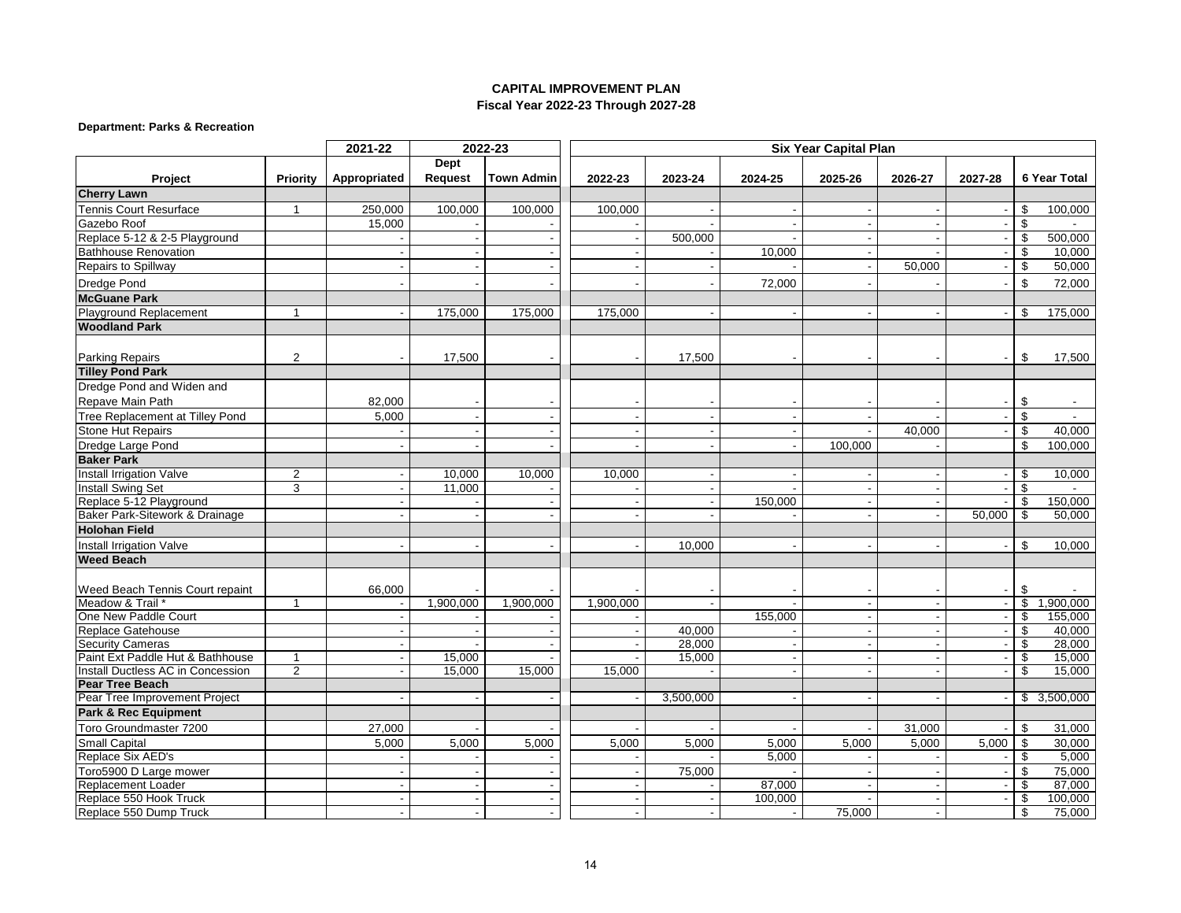**CAPITAL IMPROVEMENT PLAN**
**Fiscal Year 2022-23 Through 2027-28**

**Department: Parks & Recreation**

| Project | Priority | 2021-22 | 2022-23 | | Six Year Capital Plan | | | | | | |
|---|---|---|---|---|---|---|---|---|---|---|---|
| | | Appropriated | Dept Request | Town Admin | 2022-23 | 2023-24 | 2024-25 | 2025-26 | 2026-27 | 2027-28 | 6 Year Total |
| **Cherry Lawn** | | | | | | | | | | | |
| Tennis Court Resurface | 1 | 250,000 | 100,000 | 100,000 | 100,000 | - | - | - | - | - | $ 100,000 |
| Gazebo Roof | | 15,000 | - | - | - | - | - | - | - | - | $ - |
| Replace 5-12 & 2-5 Playground | | - | - | - | - | 500,000 | - | - | - | - | $ 500,000 |
| Bathhouse Renovation | | - | - | - | - | - | 10,000 | - | - | - | $ 10,000 |
| Repairs to Spillway | | - | - | - | - | - | - | - | 50,000 | - | $ 50,000 |
| Dredge Pond | | - | - | - | - | - | 72,000 | - | - | - | $ 72,000 |
| **McGuane Park** | | | | | | | | | | | |
| Playground Replacement | 1 | - | 175,000 | 175,000 | 175,000 | - | - | - | - | - | $ 175,000 |
| **Woodland Park** | | | | | | | | | | | |
| Parking Repairs | 2 | - | 17,500 | - | - | 17,500 | - | - | - | - | $ 17,500 |
| **Tilley Pond Park** | | | | | | | | | | | |
| Dredge Pond and Widen and Repave Main Path | | 82,000 | - | - | - | - | - | - | - | - | $ - |
| Tree Replacement at Tilley Pond | | 5,000 | - | - | - | - | - | - | - | - | $ - |
| Stone Hut Repairs | | - | - | - | - | - | - | - | 40,000 | - | $ 40,000 |
| Dredge Large Pond | | - | - | - | - | - | - | 100,000 | - | | $ 100,000 |
| **Baker Park** | | | | | | | | | | | |
| Install Irrigation Valve | 2 | - | 10,000 | 10,000 | 10,000 | - | - | - | - | - | $ 10,000 |
| Install Swing Set | 3 | - | 11,000 | - | - | - | - | - | - | - | $ - |
| Replace 5-12 Playground | | - | - | - | - | - | 150,000 | - | - | - | $ 150,000 |
| Baker Park-Sitework & Drainage | | - | - | - | - | - | - | - | - | 50,000 | $ 50,000 |
| **Holohan Field** | | | | | | | | | | | |
| Install Irrigation Valve | | - | - | - | - | 10,000 | - | - | - | - | $ 10,000 |
| **Weed Beach** | | | | | | | | | | | |
| Weed Beach Tennis Court repaint | | 66,000 | - | - | - | - | - | - | - | - | $ - |
| Meadow & Trail * | 1 | - | 1,900,000 | 1,900,000 | 1,900,000 | - | - | - | - | - | $ 1,900,000 |
| One New Paddle Court | | - | - | - | - | | 155,000 | - | - | - | $ 155,000 |
| Replace Gatehouse | | - | - | - | - | 40,000 | - | - | - | - | $ 40,000 |
| Security Cameras | | - | - | - | - | 28,000 | - | - | - | - | $ 28,000 |
| Paint Ext Paddle Hut & Bathhouse | 1 | - | 15,000 | - | - | 15,000 | - | - | - | - | $ 15,000 |
| Install Ductless AC in Concession | 2 | - | 15,000 | 15,000 | 15,000 | - | - | - | - | - | $ 15,000 |
| **Pear Tree Beach** | | | | | | | | | | | |
| Pear Tree Improvement Project | | - | - | - | - | 3,500,000 | - | - | - | - | $ 3,500,000 |
| **Park & Rec Equipment** | | | | | | | | | | | |
| Toro Groundmaster 7200 | | 27,000 | - | - | - | - | - | - | 31,000 | - | $ 31,000 |
| Small Capital | | 5,000 | 5,000 | 5,000 | 5,000 | 5,000 | 5,000 | 5,000 | 5,000 | 5,000 | $ 30,000 |
| Replace Six AED's | | - | - | - | - | - | 5,000 | - | - | - | $ 5,000 |
| Toro5900 D Large mower | | - | - | - | - | 75,000 | - | - | - | - | $ 75,000 |
| Replacement Loader | | - | - | - | - | - | 87,000 | - | - | - | $ 87,000 |
| Replace 550 Hook Truck | | - | - | - | - | - | 100,000 | - | - | - | $ 100,000 |
| Replace 550 Dump Truck | | - | - | - | - | - | - | 75,000 | - | | $ 75,000 |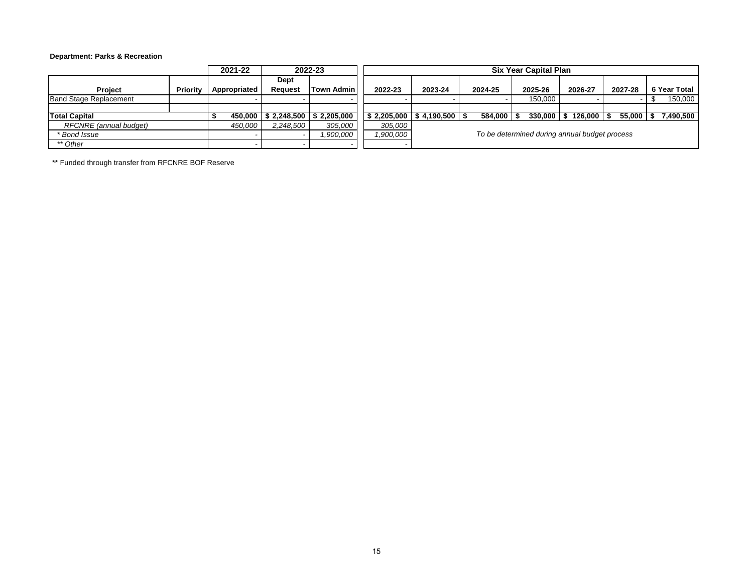**Department: Parks & Recreation**

| | | 2021-22 | 2022-23 | | Six Year Capital Plan | | | | | | |
|---|---|---|---|---|---|---|---|---|---|---|---|
| **Project** | **Priority** | **Appropriated** | **Dept Request** | **Town Admin** | **2022-23** | **2023-24** | **2024-25** | **2025-26** | **2026-27** | **2027-28** | **6 Year Total** |
| Band Stage Replacement | | - | - | - | - | - | - | 150,000 | - | - | $ 150,000 |
| | | | | | | | | | | | |
| **Total Capital** | | **$ 450,000** | **$ 2,248,500** | **$ 2,205,000** | **$ 2,205,000** | **$ 4,190,500** | **$ 584,000** | **$ 330,000** | **$ 126,000** | **$ 55,000** | **$ 7,490,500** |
| *RFCNRE (annual budget)* | | *450,000* | *2,248,500* | *305,000* | *305,000* | *To be determined during annual budget process* | | | | | |
| *\* Bond Issue* | | - | - | *1,900,000* | *1,900,000* | | | | | | |
| *\*\* Other* | | - | - | - | - | | | | | | |

** Funded through transfer from RFCNRE BOF Reserve